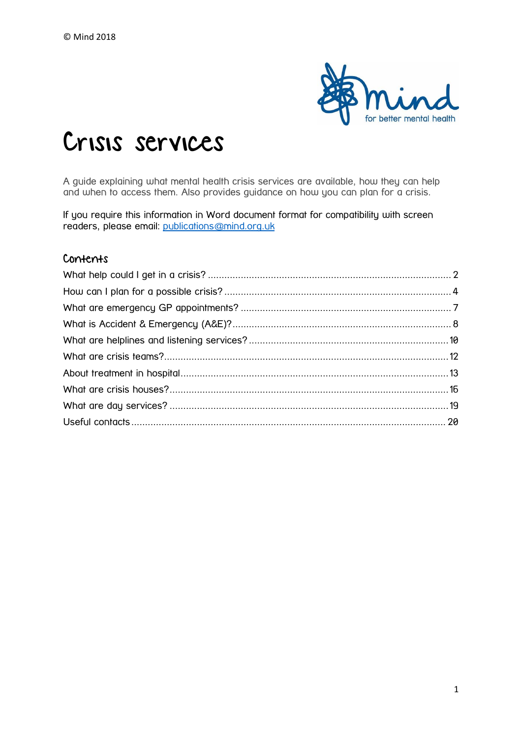© Mind 2018

# Crisis services

A guide explaining what mental health crisis services are available, how they can help and when to access them. Also provides guidance on how you can plan for a crisis.

If you require this information in Word document format for compatibility with screen readers, please email: publications@mind.org.uk

## Contents

What help could I get in a crisis? ..... 2

How can I plan for a possible crisis? ..... 4

What are emergency GP appointments? ..... 7

What is Accident & Emergency (A&E)? ..... 8

What are helplines and listening services? ..... 10

What are crisis teams? ..... 12

About treatment in hospital ..... 13

What are crisis houses? ..... 16

What are day services? ..... 19

Useful contacts ..... 20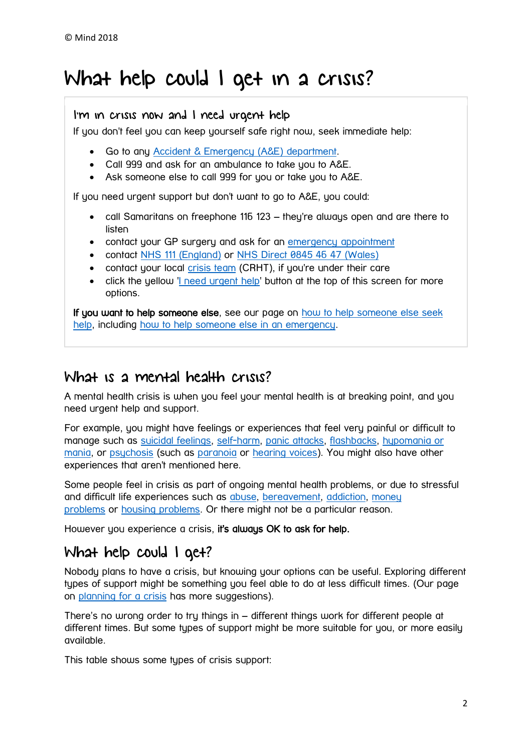© Mind 2018

# What help could I get in a crisis?

### I'm in crisis now and I need urgent help

If you don't feel you can keep yourself safe right now, seek immediate help:

- Go to any Accident & Emergency (A&E) department.
- Call 999 and ask for an ambulance to take you to A&E.
- Ask someone else to call 999 for you or take you to A&E.

If you need urgent support but don't want to go to A&E, you could:

- call Samaritans on freephone 116 123 – they're always open and are there to listen
- contact your GP surgery and ask for an emergency appointment
- contact NHS 111 (England) or NHS Direct 0845 46 47 (Wales)
- contact your local crisis team (CRHT), if you're under their care
- click the yellow 'I need urgent help' button at the top of this screen for more options.

**If you want to help someone else**, see our page on how to help someone else seek help, including how to help someone else in an emergency.

## What is a mental health crisis?

A mental health crisis is when you feel your mental health is at breaking point, and you need urgent help and support.

For example, you might have feelings or experiences that feel very painful or difficult to manage such as suicidal feelings, self-harm, panic attacks, flashbacks, hypomania or mania, or psychosis (such as paranoia or hearing voices). You might also have other experiences that aren't mentioned here.

Some people feel in crisis as part of ongoing mental health problems, or due to stressful and difficult life experiences such as abuse, bereavement, addiction, money problems or housing problems. Or there might not be a particular reason.

However you experience a crisis, **it's always OK to ask for help.**

## What help could I get?

Nobody plans to have a crisis, but knowing your options can be useful. Exploring different types of support might be something you feel able to do at less difficult times. (Our page on planning for a crisis has more suggestions).

There's no wrong order to try things in – different things work for different people at different times. But some types of support might be more suitable for you, or more easily available.

This table shows some types of crisis support: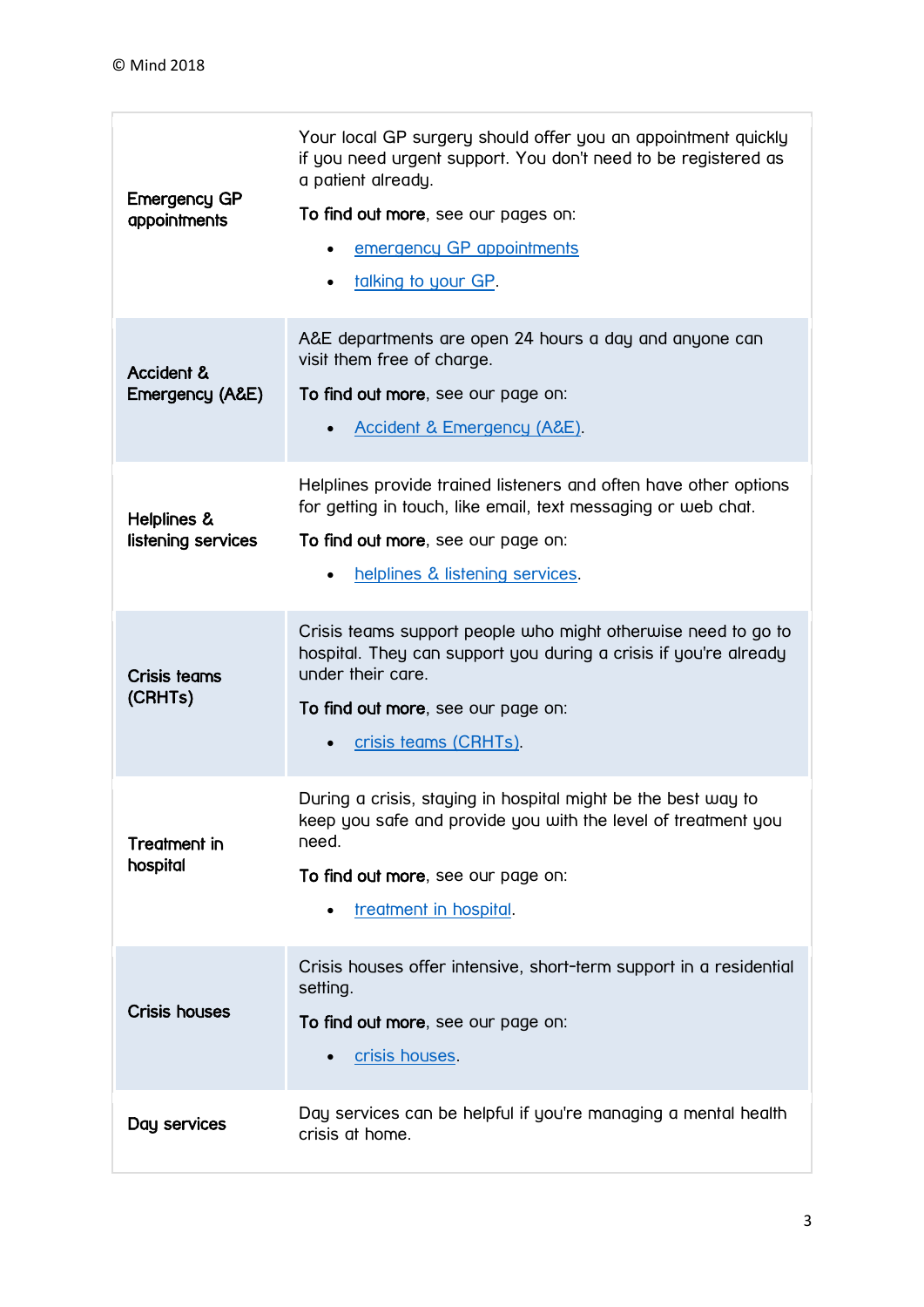| | |
|---|---|
| **Emergency GP appointments** | Your local GP surgery should offer you an appointment quickly if you need urgent support. You don't need to be registered as a patient already.<br><br>**To find out more**, see our pages on:<br><br>• emergency GP appointments<br>• talking to your GP. |
| **Accident & Emergency (A&E)** | A&E departments are open 24 hours a day and anyone can visit them free of charge.<br><br>**To find out more**, see our page on:<br><br>• Accident & Emergency (A&E). |
| **Helplines & listening services** | Helplines provide trained listeners and often have other options for getting in touch, like email, text messaging or web chat.<br><br>**To find out more**, see our page on:<br><br>• helplines & listening services. |
| **Crisis teams (CRHTs)** | Crisis teams support people who might otherwise need to go to hospital. They can support you during a crisis if you're already under their care.<br><br>**To find out more**, see our page on:<br><br>• crisis teams (CRHTs). |
| **Treatment in hospital** | During a crisis, staying in hospital might be the best way to keep you safe and provide you with the level of treatment you need.<br><br>**To find out more**, see our page on:<br><br>• treatment in hospital. |
| **Crisis houses** | Crisis houses offer intensive, short-term support in a residential setting.<br><br>**To find out more**, see our page on:<br><br>• crisis houses. |
| **Day services** | Day services can be helpful if you're managing a mental health crisis at home. |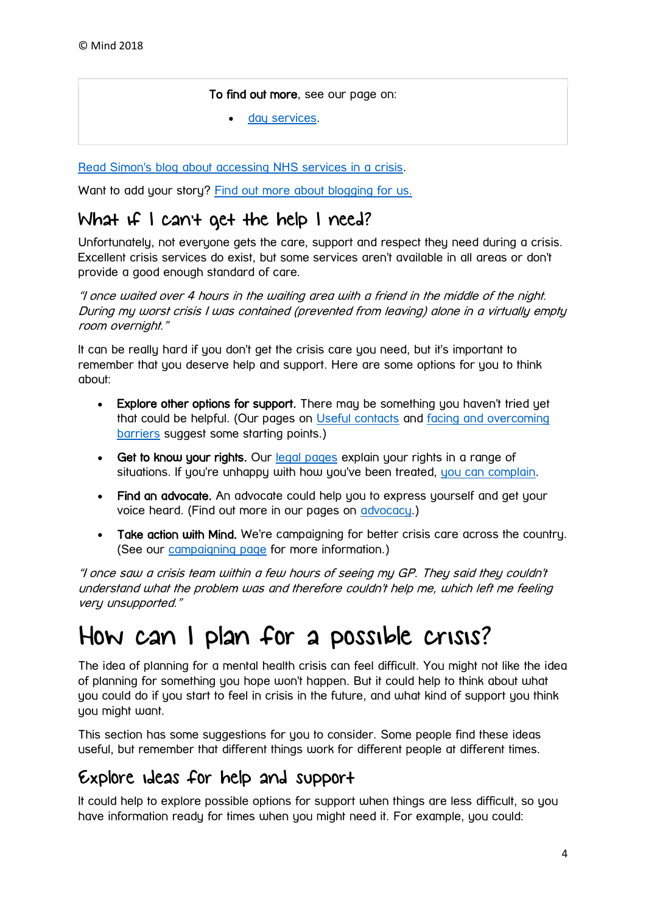© Mind 2018

> **To find out more**, see our page on:
>
> - day services.

Read Simon's blog about accessing NHS services in a crisis.

Want to add your story? Find out more about blogging for us.

## What if I can't get the help I need?

Unfortunately, not everyone gets the care, support and respect they need during a crisis. Excellent crisis services do exist, but some services aren't available in all areas or don't provide a good enough standard of care.

*"I once waited over 4 hours in the waiting area with a friend in the middle of the night. During my worst crisis I was contained (prevented from leaving) alone in a virtually empty room overnight."*

It can be really hard if you don't get the crisis care you need, but it's important to remember that you deserve help and support. Here are some options for you to think about:

- **Explore other options for support.** There may be something you haven't tried yet that could be helpful. (Our pages on Useful contacts and facing and overcoming barriers suggest some starting points.)
- **Get to know your rights.** Our legal pages explain your rights in a range of situations. If you're unhappy with how you've been treated, you can complain.
- **Find an advocate.** An advocate could help you to express yourself and get your voice heard. (Find out more in our pages on advocacy.)
- **Take action with Mind.** We're campaigning for better crisis care across the country. (See our campaigning page for more information.)

*"I once saw a crisis team within a few hours of seeing my GP. They said they couldn't understand what the problem was and therefore couldn't help me, which left me feeling very unsupported."*

# How can I plan for a possible crisis?

The idea of planning for a mental health crisis can feel difficult. You might not like the idea of planning for something you hope won't happen. But it could help to think about what you could do if you start to feel in crisis in the future, and what kind of support you think you might want.

This section has some suggestions for you to consider. Some people find these ideas useful, but remember that different things work for different people at different times.

## Explore ideas for help and support

It could help to explore possible options for support when things are less difficult, so you have information ready for times when you might need it. For example, you could: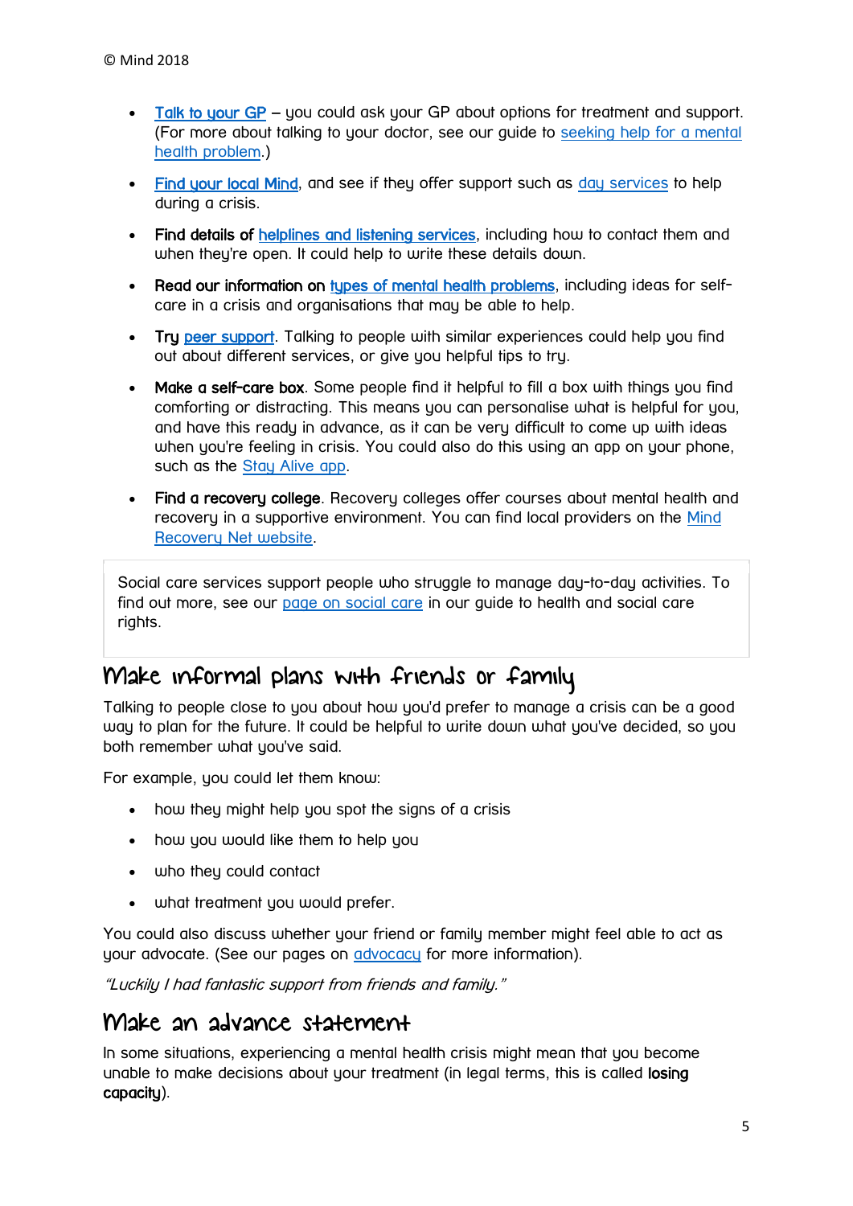- **Talk to your GP** – you could ask your GP about options for treatment and support. (For more about talking to your doctor, see our guide to seeking help for a mental health problem.)
- **Find your local Mind**, and see if they offer support such as day services to help during a crisis.
- **Find details of helplines and listening services**, including how to contact them and when they're open. It could help to write these details down.
- **Read our information on types of mental health problems**, including ideas for self-care in a crisis and organisations that may be able to help.
- **Try peer support**. Talking to people with similar experiences could help you find out about different services, or give you helpful tips to try.
- **Make a self-care box**. Some people find it helpful to fill a box with things you find comforting or distracting. This means you can personalise what is helpful for you, and have this ready in advance, as it can be very difficult to come up with ideas when you're feeling in crisis. You could also do this using an app on your phone, such as the Stay Alive app.
- **Find a recovery college**. Recovery colleges offer courses about mental health and recovery in a supportive environment. You can find local providers on the Mind Recovery Net website.

Social care services support people who struggle to manage day-to-day activities. To find out more, see our page on social care in our guide to health and social care rights.

## Make informal plans with friends or family

Talking to people close to you about how you'd prefer to manage a crisis can be a good way to plan for the future. It could be helpful to write down what you've decided, so you both remember what you've said.

For example, you could let them know:

- how they might help you spot the signs of a crisis
- how you would like them to help you
- who they could contact
- what treatment you would prefer.

You could also discuss whether your friend or family member might feel able to act as your advocate. (See our pages on advocacy for more information).

*"Luckily I had fantastic support from friends and family."*

## Make an advance statement

In some situations, experiencing a mental health crisis might mean that you become unable to make decisions about your treatment (in legal terms, this is called **losing capacity**).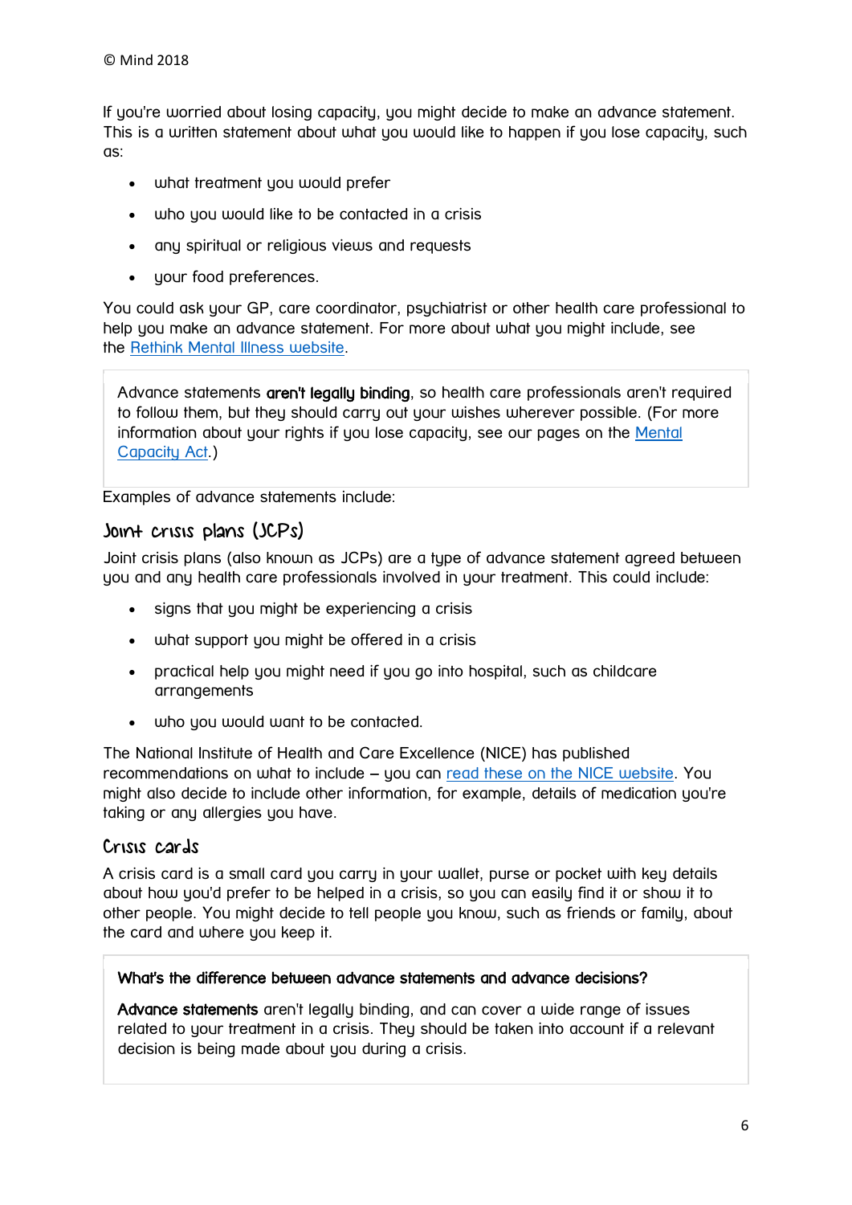If you're worried about losing capacity, you might decide to make an advance statement. This is a written statement about what you would like to happen if you lose capacity, such as:

- what treatment you would prefer
- who you would like to be contacted in a crisis
- any spiritual or religious views and requests
- your food preferences.

You could ask your GP, care coordinator, psychiatrist or other health care professional to help you make an advance statement. For more about what you might include, see the Rethink Mental Illness website.

> Advance statements **aren't legally binding**, so health care professionals aren't required to follow them, but they should carry out your wishes wherever possible. (For more information about your rights if you lose capacity, see our pages on the Mental Capacity Act.)

Examples of advance statements include:

## Joint crisis plans (JCPs)

Joint crisis plans (also known as JCPs) are a type of advance statement agreed between you and any health care professionals involved in your treatment. This could include:

- signs that you might be experiencing a crisis
- what support you might be offered in a crisis
- practical help you might need if you go into hospital, such as childcare arrangements
- who you would want to be contacted.

The National Institute of Health and Care Excellence (NICE) has published recommendations on what to include – you can read these on the NICE website. You might also decide to include other information, for example, details of medication you're taking or any allergies you have.

## Crisis cards

A crisis card is a small card you carry in your wallet, purse or pocket with key details about how you'd prefer to be helped in a crisis, so you can easily find it or show it to other people. You might decide to tell people you know, such as friends or family, about the card and where you keep it.

> **What's the difference between advance statements and advance decisions?**
>
> **Advance statements** aren't legally binding, and can cover a wide range of issues related to your treatment in a crisis. They should be taken into account if a relevant decision is being made about you during a crisis.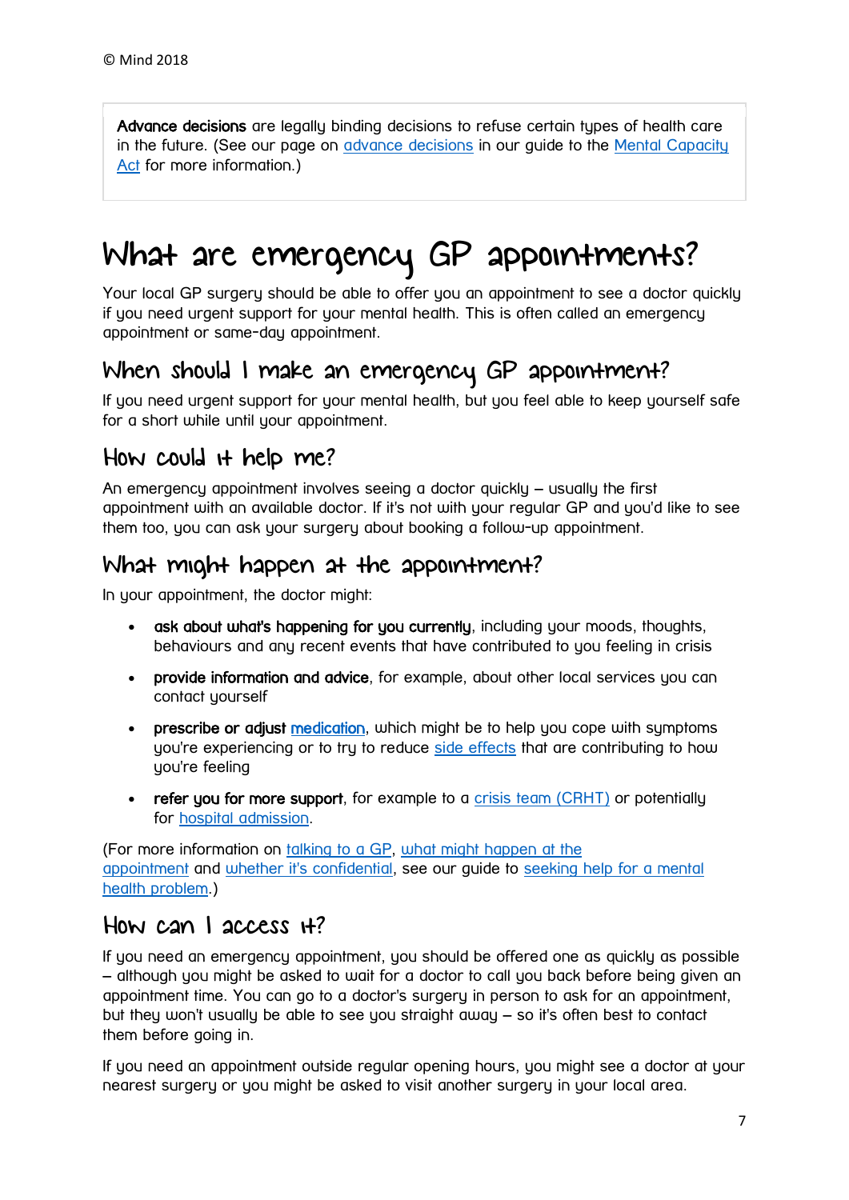**Advance decisions** are legally binding decisions to refuse certain types of health care in the future. (See our page on advance decisions in our guide to the Mental Capacity Act for more information.)

# What are emergency GP appointments?

Your local GP surgery should be able to offer you an appointment to see a doctor quickly if you need urgent support for your mental health. This is often called an emergency appointment or same-day appointment.

## When should I make an emergency GP appointment?

If you need urgent support for your mental health, but you feel able to keep yourself safe for a short while until your appointment.

## How could it help me?

An emergency appointment involves seeing a doctor quickly – usually the first appointment with an available doctor. If it's not with your regular GP and you'd like to see them too, you can ask your surgery about booking a follow-up appointment.

## What might happen at the appointment?

In your appointment, the doctor might:

- **ask about what's happening for you currently**, including your moods, thoughts, behaviours and any recent events that have contributed to you feeling in crisis
- **provide information and advice**, for example, about other local services you can contact yourself
- **prescribe or adjust medication**, which might be to help you cope with symptoms you're experiencing or to try to reduce side effects that are contributing to how you're feeling
- **refer you for more support**, for example to a crisis team (CRHT) or potentially for hospital admission.

(For more information on talking to a GP, what might happen at the appointment and whether it's confidential, see our guide to seeking help for a mental health problem.)

## How can I access it?

If you need an emergency appointment, you should be offered one as quickly as possible – although you might be asked to wait for a doctor to call you back before being given an appointment time. You can go to a doctor's surgery in person to ask for an appointment, but they won't usually be able to see you straight away – so it's often best to contact them before going in.

If you need an appointment outside regular opening hours, you might see a doctor at your nearest surgery or you might be asked to visit another surgery in your local area.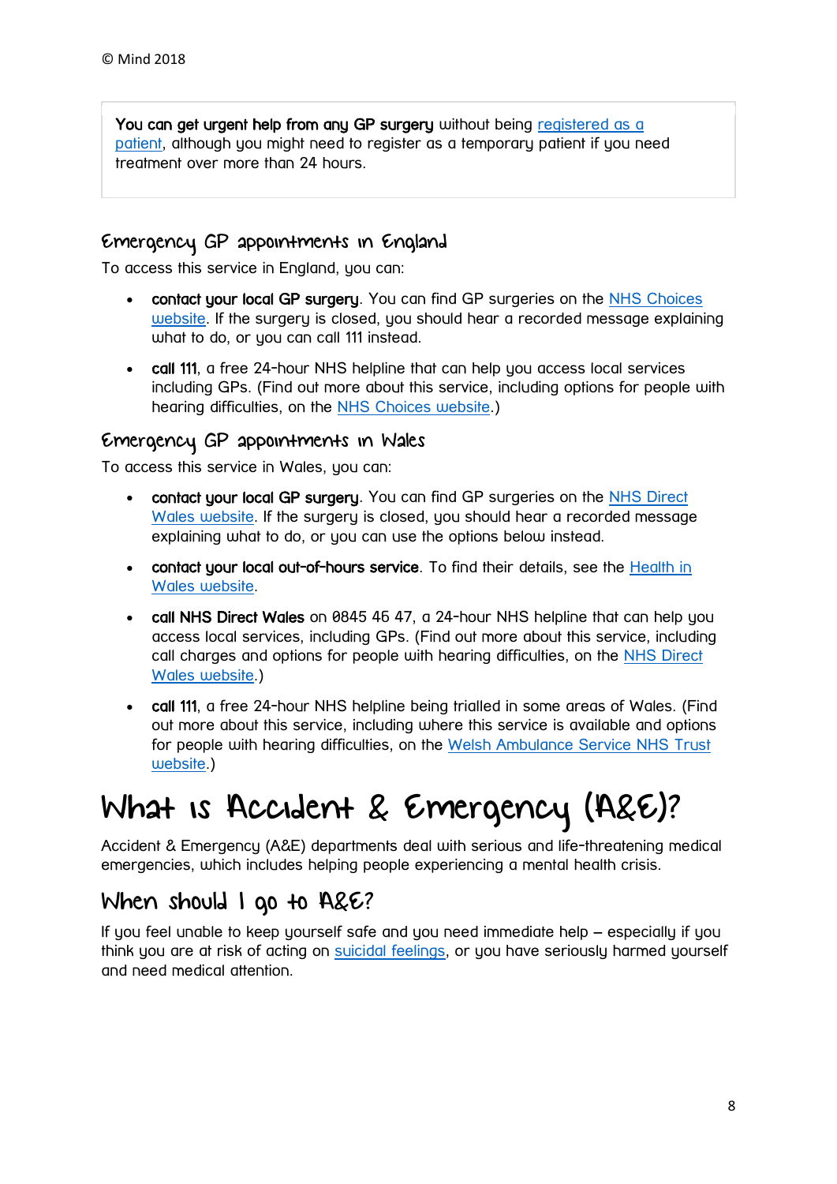**You can get urgent help from any GP surgery** without being registered as a patient, although you might need to register as a temporary patient if you need treatment over more than 24 hours.

### Emergency GP appointments in England

To access this service in England, you can:

- **contact your local GP surgery**. You can find GP surgeries on the NHS Choices website. If the surgery is closed, you should hear a recorded message explaining what to do, or you can call 111 instead.
- **call 111**, a free 24-hour NHS helpline that can help you access local services including GPs. (Find out more about this service, including options for people with hearing difficulties, on the NHS Choices website.)

### Emergency GP appointments in Wales

To access this service in Wales, you can:

- **contact your local GP surgery**. You can find GP surgeries on the NHS Direct Wales website. If the surgery is closed, you should hear a recorded message explaining what to do, or you can use the options below instead.
- **contact your local out-of-hours service**. To find their details, see the Health in Wales website.
- **call NHS Direct Wales** on 0845 46 47, a 24-hour NHS helpline that can help you access local services, including GPs. (Find out more about this service, including call charges and options for people with hearing difficulties, on the NHS Direct Wales website.)
- **call 111**, a free 24-hour NHS helpline being trialled in some areas of Wales. (Find out more about this service, including where this service is available and options for people with hearing difficulties, on the Welsh Ambulance Service NHS Trust website.)

# What is Accident & Emergency (A&E)?

Accident & Emergency (A&E) departments deal with serious and life-threatening medical emergencies, which includes helping people experiencing a mental health crisis.

## When should I go to A&E?

If you feel unable to keep yourself safe and you need immediate help – especially if you think you are at risk of acting on suicidal feelings, or you have seriously harmed yourself and need medical attention.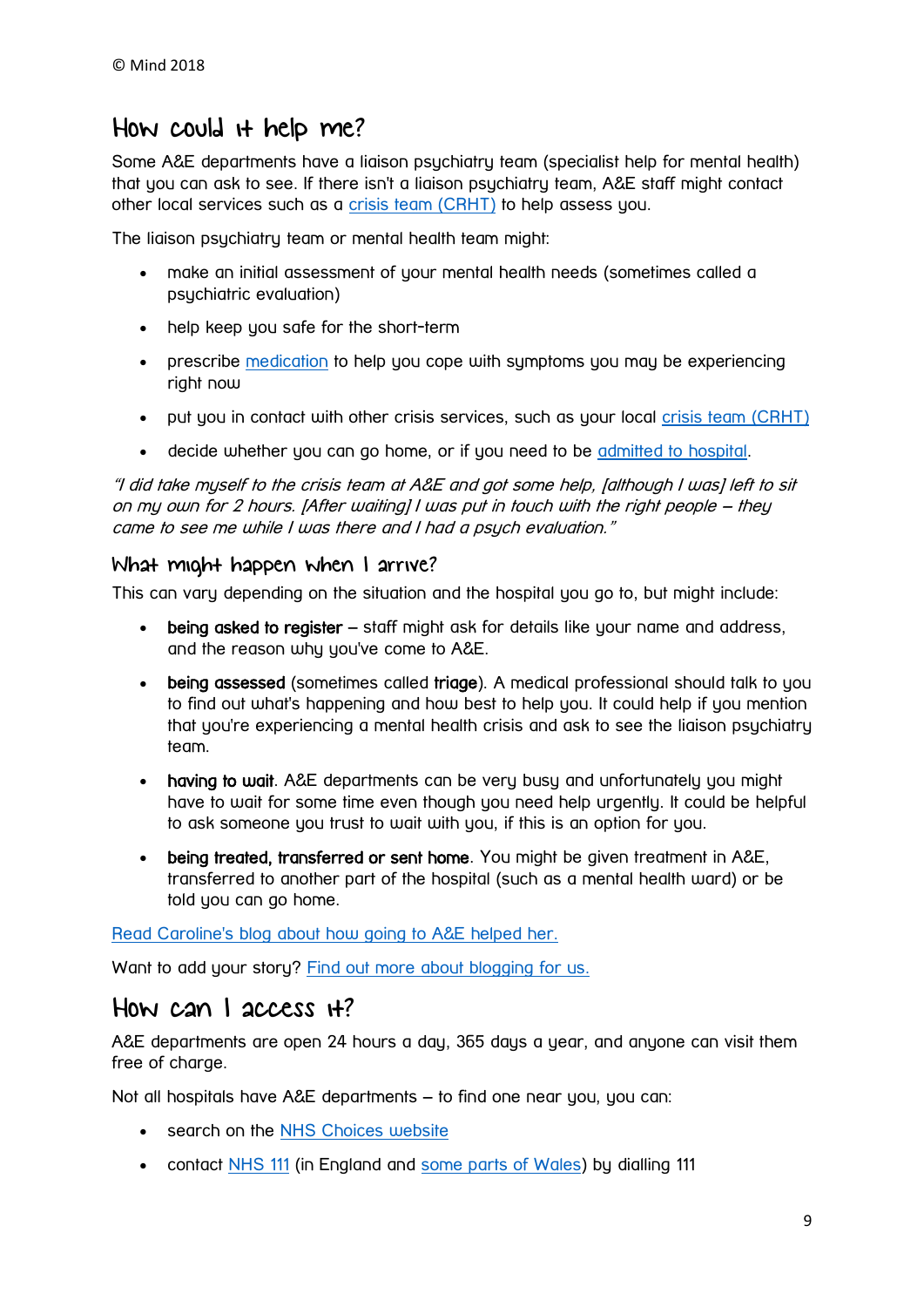## How could it help me?

Some A&E departments have a liaison psychiatry team (specialist help for mental health) that you can ask to see. If there isn't a liaison psychiatry team, A&E staff might contact other local services such as a crisis team (CRHT) to help assess you.

The liaison psychiatry team or mental health team might:

- make an initial assessment of your mental health needs (sometimes called a psychiatric evaluation)
- help keep you safe for the short-term
- prescribe medication to help you cope with symptoms you may be experiencing right now
- put you in contact with other crisis services, such as your local crisis team (CRHT)
- decide whether you can go home, or if you need to be admitted to hospital.

*"I did take myself to the crisis team at A&E and got some help, [although I was] left to sit on my own for 2 hours. [After waiting] I was put in touch with the right people – they came to see me while I was there and I had a psych evaluation."*

### What might happen when I arrive?

This can vary depending on the situation and the hospital you go to, but might include:

- **being asked to register** – staff might ask for details like your name and address, and the reason why you've come to A&E.
- **being assessed** (sometimes called **triage**). A medical professional should talk to you to find out what's happening and how best to help you. It could help if you mention that you're experiencing a mental health crisis and ask to see the liaison psychiatry team.
- **having to wait**. A&E departments can be very busy and unfortunately you might have to wait for some time even though you need help urgently. It could be helpful to ask someone you trust to wait with you, if this is an option for you.
- **being treated, transferred or sent home**. You might be given treatment in A&E, transferred to another part of the hospital (such as a mental health ward) or be told you can go home.

Read Caroline's blog about how going to A&E helped her.

Want to add your story? Find out more about blogging for us.

## How can I access it?

A&E departments are open 24 hours a day, 365 days a year, and anyone can visit them free of charge.

Not all hospitals have A&E departments – to find one near you, you can:

- search on the NHS Choices website
- contact NHS 111 (in England and some parts of Wales) by dialling 111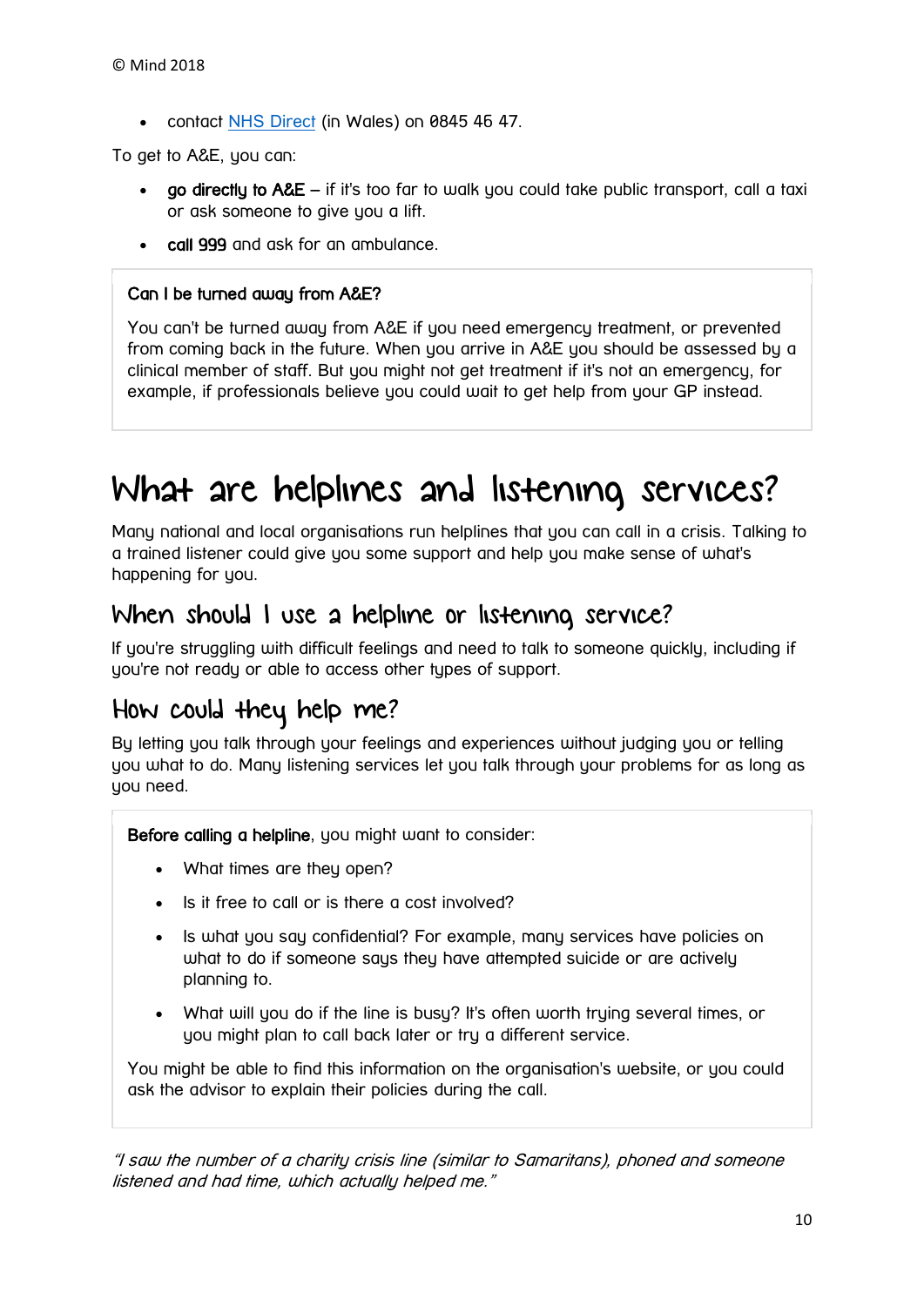- contact [NHS Direct](#) (in Wales) on 0845 46 47.

To get to A&E, you can:

- **go directly to A&E** – if it's too far to walk you could take public transport, call a taxi or ask someone to give you a lift.
- **call 999** and ask for an ambulance.

> **Can I be turned away from A&E?**
>
> You can't be turned away from A&E if you need emergency treatment, or prevented from coming back in the future. When you arrive in A&E you should be assessed by a clinical member of staff. But you might not get treatment if it's not an emergency, for example, if professionals believe you could wait to get help from your GP instead.

# What are helplines and listening services?

Many national and local organisations run helplines that you can call in a crisis. Talking to a trained listener could give you some support and help you make sense of what's happening for you.

## When should I use a helpline or listening service?

If you're struggling with difficult feelings and need to talk to someone quickly, including if you're not ready or able to access other types of support.

## How could they help me?

By letting you talk through your feelings and experiences without judging you or telling you what to do. Many listening services let you talk through your problems for as long as you need.

> **Before calling a helpline**, you might want to consider:
>
> - What times are they open?
> - Is it free to call or is there a cost involved?
> - Is what you say confidential? For example, many services have policies on what to do if someone says they have attempted suicide or are actively planning to.
> - What will you do if the line is busy? It's often worth trying several times, or you might plan to call back later or try a different service.
>
> You might be able to find this information on the organisation's website, or you could ask the advisor to explain their policies during the call.

*"I saw the number of a charity crisis line (similar to Samaritans), phoned and someone listened and had time, which actually helped me."*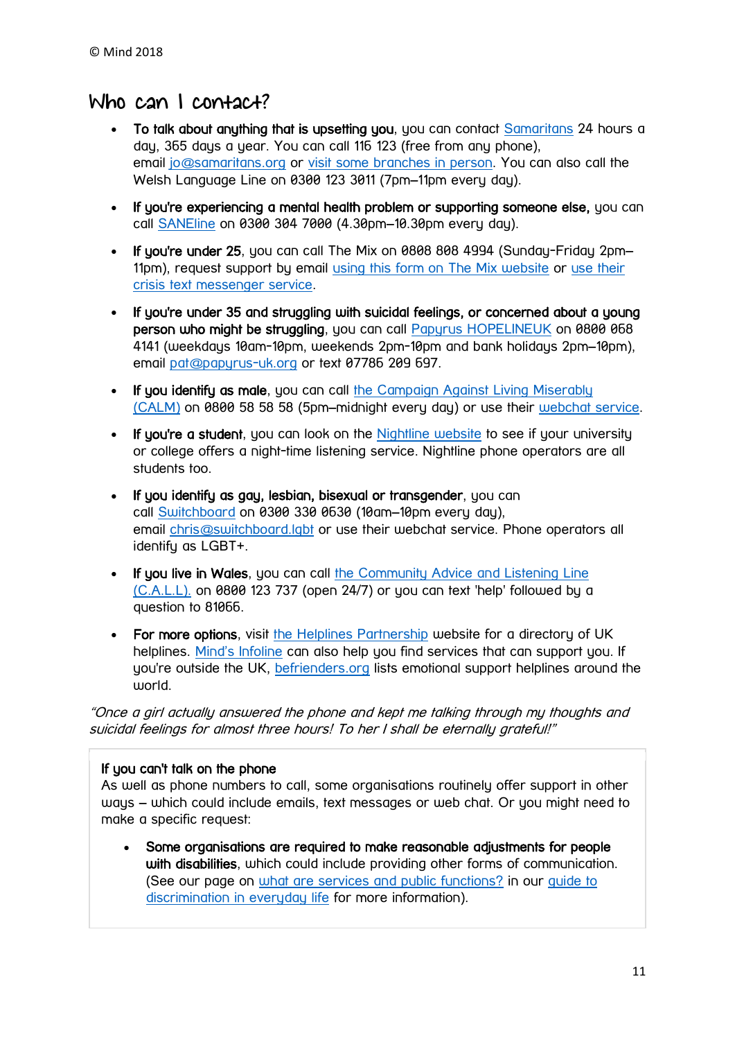© Mind 2018

## Who can I contact?

- **To talk about anything that is upsetting you**, you can contact Samaritans 24 hours a day, 365 days a year. You can call 116 123 (free from any phone), email jo@samaritans.org or visit some branches in person. You can also call the Welsh Language Line on 0300 123 3011 (7pm–11pm every day).
- **If you're experiencing a mental health problem or supporting someone else,** you can call SANEline on 0300 304 7000 (4.30pm–10.30pm every day).
- **If you're under 25**, you can call The Mix on 0808 808 4994 (Sunday-Friday 2pm–11pm), request support by email using this form on The Mix website or use their crisis text messenger service.
- **If you're under 35 and struggling with suicidal feelings, or concerned about a young person who might be struggling**, you can call Papyrus HOPELINEUK on 0800 068 4141 (weekdays 10am-10pm, weekends 2pm-10pm and bank holidays 2pm–10pm), email pat@papyrus-uk.org or text 07786 209 697.
- **If you identify as male**, you can call the Campaign Against Living Miserably (CALM) on 0800 58 58 58 (5pm–midnight every day) or use their webchat service.
- **If you're a student**, you can look on the Nightline website to see if your university or college offers a night-time listening service. Nightline phone operators are all students too.
- **If you identify as gay, lesbian, bisexual or transgender**, you can call Switchboard on 0300 330 0630 (10am–10pm every day), email chris@switchboard.lgbt or use their webchat service. Phone operators all identify as LGBT+.
- **If you live in Wales**, you can call the Community Advice and Listening Line (C.A.L.L.). on 0800 123 737 (open 24/7) or you can text 'help' followed by a question to 81066.
- **For more options**, visit the Helplines Partnership website for a directory of UK helplines. Mind's Infoline can also help you find services that can support you. If you're outside the UK, befrienders.org lists emotional support helplines around the world.

*"Once a girl actually answered the phone and kept me talking through my thoughts and suicidal feelings for almost three hours! To her I shall be eternally grateful!"*

**If you can't talk on the phone**
As well as phone numbers to call, some organisations routinely offer support in other ways – which could include emails, text messages or web chat. Or you might need to make a specific request:

- **Some organisations are required to make reasonable adjustments for people with disabilities**, which could include providing other forms of communication. (See our page on what are services and public functions? in our guide to discrimination in everyday life for more information).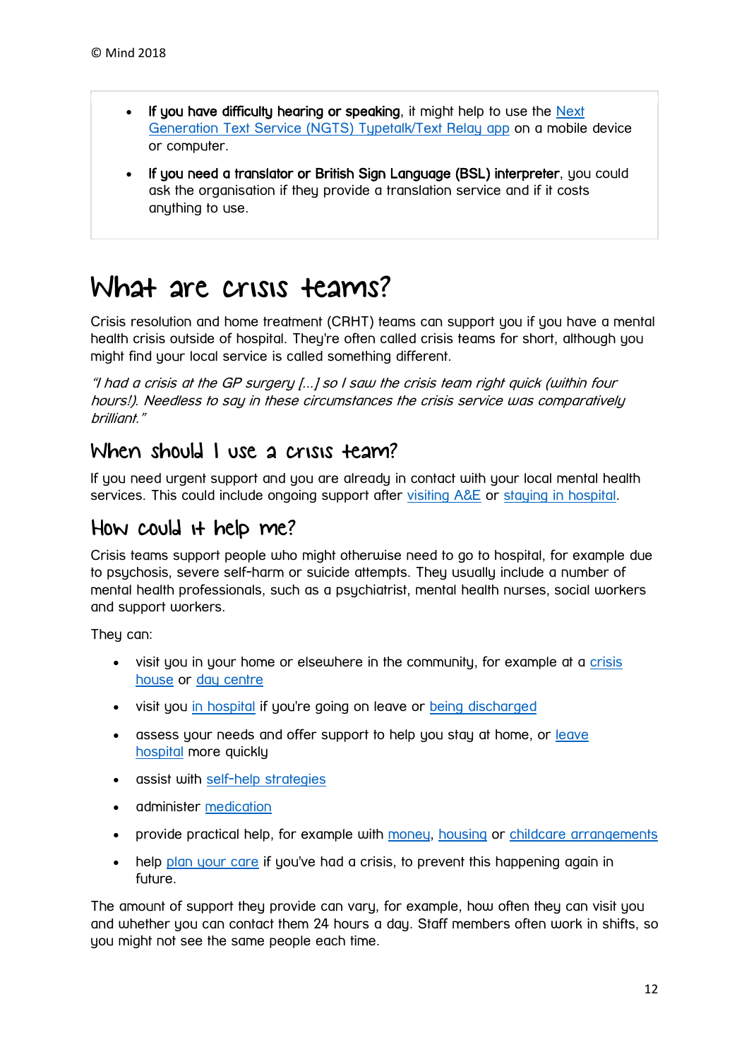- **If you have difficulty hearing or speaking**, it might help to use the Next Generation Text Service (NGTS) Typetalk/Text Relay app on a mobile device or computer.
- **If you need a translator or British Sign Language (BSL) interpreter**, you could ask the organisation if they provide a translation service and if it costs anything to use.

# What are crisis teams?

Crisis resolution and home treatment (CRHT) teams can support you if you have a mental health crisis outside of hospital. They're often called crisis teams for short, although you might find your local service is called something different.

*"I had a crisis at the GP surgery [...] so I saw the crisis team right quick (within four hours!). Needless to say in these circumstances the crisis service was comparatively brilliant."*

## When should I use a crisis team?

If you need urgent support and you are already in contact with your local mental health services. This could include ongoing support after visiting A&E or staying in hospital.

## How could it help me?

Crisis teams support people who might otherwise need to go to hospital, for example due to psychosis, severe self-harm or suicide attempts. They usually include a number of mental health professionals, such as a psychiatrist, mental health nurses, social workers and support workers.

They can:

- visit you in your home or elsewhere in the community, for example at a crisis house or day centre
- visit you in hospital if you're going on leave or being discharged
- assess your needs and offer support to help you stay at home, or leave hospital more quickly
- assist with self-help strategies
- administer medication
- provide practical help, for example with money, housing or childcare arrangements
- help plan your care if you've had a crisis, to prevent this happening again in future.

The amount of support they provide can vary, for example, how often they can visit you and whether you can contact them 24 hours a day. Staff members often work in shifts, so you might not see the same people each time.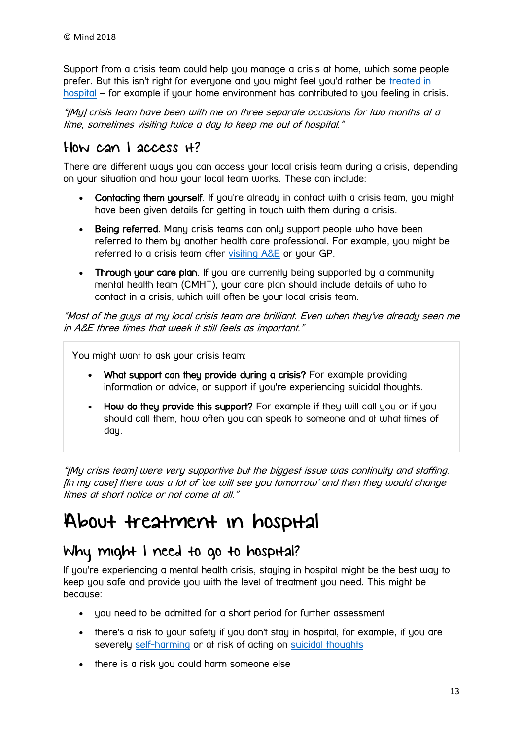© Mind 2018

Support from a crisis team could help you manage a crisis at home, which some people prefer. But this isn't right for everyone and you might feel you'd rather be [treated in hospital](#) – for example if your home environment has contributed to you feeling in crisis.

*"[My] crisis team have been with me on three separate occasions for two months at a time, sometimes visiting twice a day to keep me out of hospital."*

## How can I access it?

There are different ways you can access your local crisis team during a crisis, depending on your situation and how your local team works. These can include:

- **Contacting them yourself**. If you're already in contact with a crisis team, you might have been given details for getting in touch with them during a crisis.
- **Being referred**. Many crisis teams can only support people who have been referred to them by another health care professional. For example, you might be referred to a crisis team after [visiting A&E](#) or your GP.
- **Through your care plan**. If you are currently being supported by a community mental health team (CMHT), your care plan should include details of who to contact in a crisis, which will often be your local crisis team.

*"Most of the guys at my local crisis team are brilliant. Even when they've already seen me in A&E three times that week it still feels as important."*

You might want to ask your crisis team:

- **What support can they provide during a crisis?** For example providing information or advice, or support if you're experiencing suicidal thoughts.
- **How do they provide this support?** For example if they will call you or if you should call them, how often you can speak to someone and at what times of day.

*"[My crisis team] were very supportive but the biggest issue was continuity and staffing. [In my case] there was a lot of 'we will see you tomorrow' and then they would change times at short notice or not come at all."*

# About treatment in hospital

## Why might I need to go to hospital?

If you're experiencing a mental health crisis, staying in hospital might be the best way to keep you safe and provide you with the level of treatment you need. This might be because:

- you need to be admitted for a short period for further assessment
- there's a risk to your safety if you don't stay in hospital, for example, if you are severely [self-harming](#) or at risk of acting on [suicidal thoughts](#)
- there is a risk you could harm someone else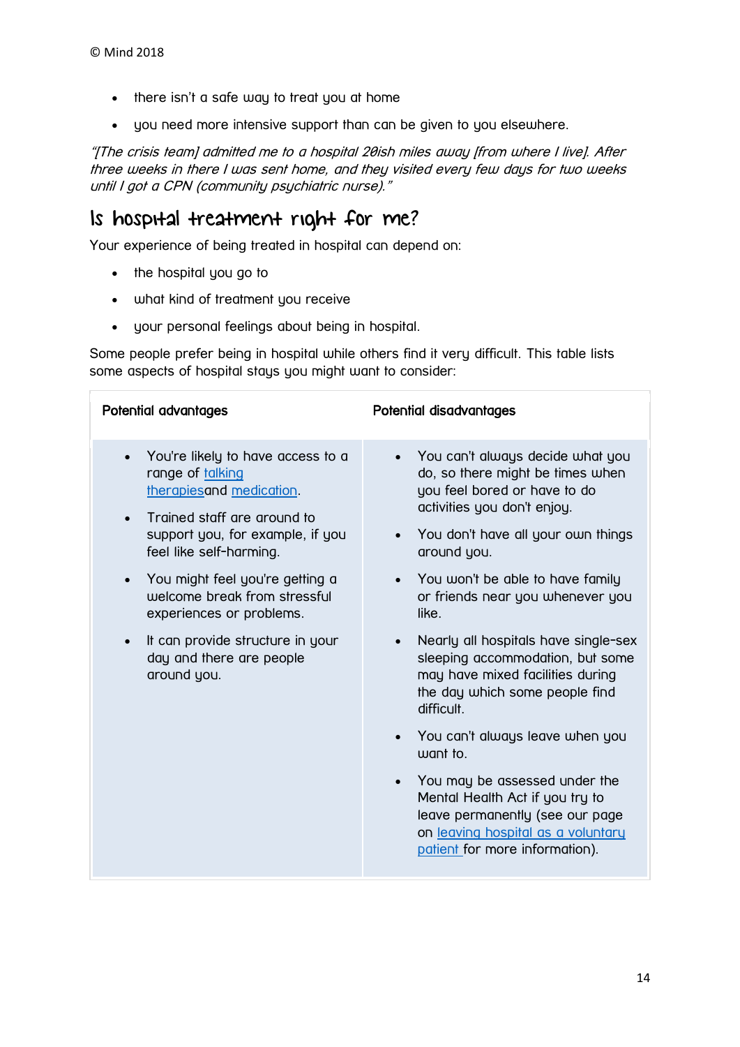- there isn't a safe way to treat you at home
- you need more intensive support than can be given to you elsewhere.

*"[The crisis team] admitted me to a hospital 20ish miles away [from where I live]. After three weeks in there I was sent home, and they visited every few days for two weeks until I got a CPN (community psychiatric nurse)."*

## Is hospital treatment right for me?

Your experience of being treated in hospital can depend on:

- the hospital you go to
- what kind of treatment you receive
- your personal feelings about being in hospital.

Some people prefer being in hospital while others find it very difficult. This table lists some aspects of hospital stays you might want to consider:

| Potential advantages | Potential disadvantages |
|---|---|
| • You're likely to have access to a range of talking therapies and medication.<br>• Trained staff are around to support you, for example, if you feel like self-harming.<br>• You might feel you're getting a welcome break from stressful experiences or problems.<br>• It can provide structure in your day and there are people around you. | • You can't always decide what you do, so there might be times when you feel bored or have to do activities you don't enjoy.<br>• You don't have all your own things around you.<br>• You won't be able to have family or friends near you whenever you like.<br>• Nearly all hospitals have single-sex sleeping accommodation, but some may have mixed facilities during the day which some people find difficult.<br>• You can't always leave when you want to.<br>• You may be assessed under the Mental Health Act if you try to leave permanently (see our page on leaving hospital as a voluntary patient for more information). |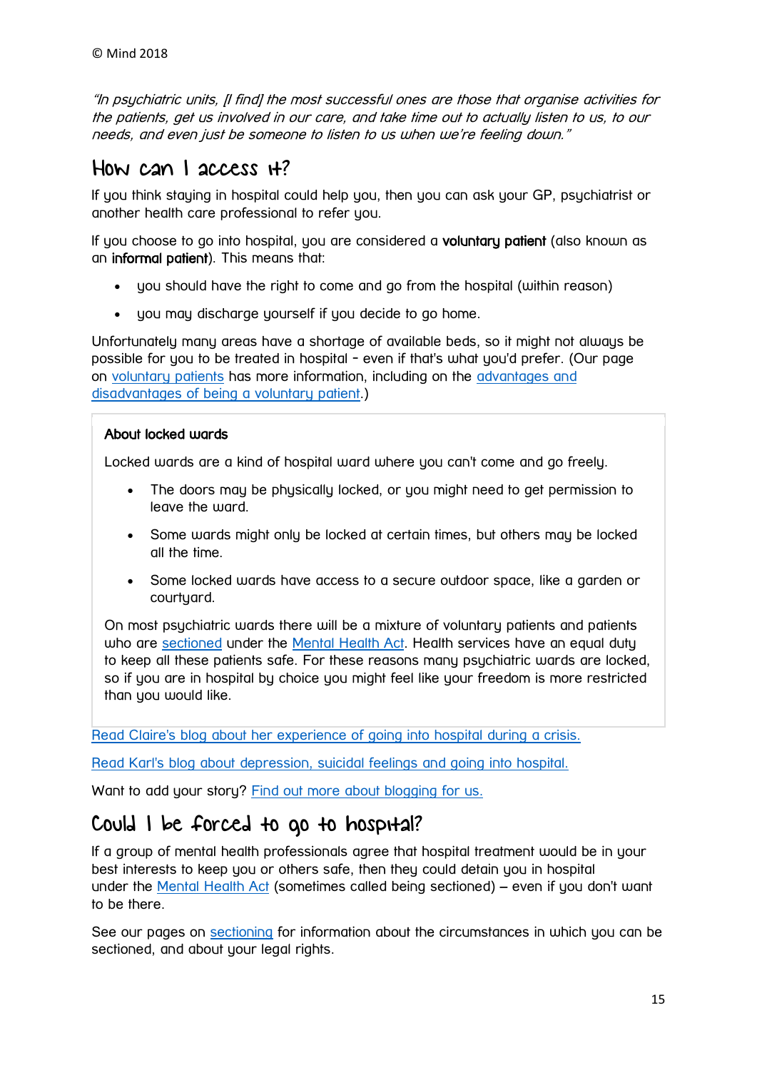*"In psychiatric units, [I find] the most successful ones are those that organise activities for the patients, get us involved in our care, and take time out to actually listen to us, to our needs, and even just be someone to listen to us when we're feeling down."*

## How can I access it?

If you think staying in hospital could help you, then you can ask your GP, psychiatrist or another health care professional to refer you.

If you choose to go into hospital, you are considered a **voluntary patient** (also known as an **informal patient**). This means that:

- you should have the right to come and go from the hospital (within reason)
- you may discharge yourself if you decide to go home.

Unfortunately many areas have a shortage of available beds, so it might not always be possible for you to be treated in hospital - even if that's what you'd prefer. (Our page on voluntary patients has more information, including on the advantages and disadvantages of being a voluntary patient.)

**About locked wards**

Locked wards are a kind of hospital ward where you can't come and go freely.

- The doors may be physically locked, or you might need to get permission to leave the ward.
- Some wards might only be locked at certain times, but others may be locked all the time.
- Some locked wards have access to a secure outdoor space, like a garden or courtyard.

On most psychiatric wards there will be a mixture of voluntary patients and patients who are sectioned under the Mental Health Act. Health services have an equal duty to keep all these patients safe. For these reasons many psychiatric wards are locked, so if you are in hospital by choice you might feel like your freedom is more restricted than you would like.

Read Claire's blog about her experience of going into hospital during a crisis.

Read Karl's blog about depression, suicidal feelings and going into hospital.

Want to add your story? Find out more about blogging for us.

## Could I be forced to go to hospital?

If a group of mental health professionals agree that hospital treatment would be in your best interests to keep you or others safe, then they could detain you in hospital under the Mental Health Act (sometimes called being sectioned) – even if you don't want to be there.

See our pages on sectioning for information about the circumstances in which you can be sectioned, and about your legal rights.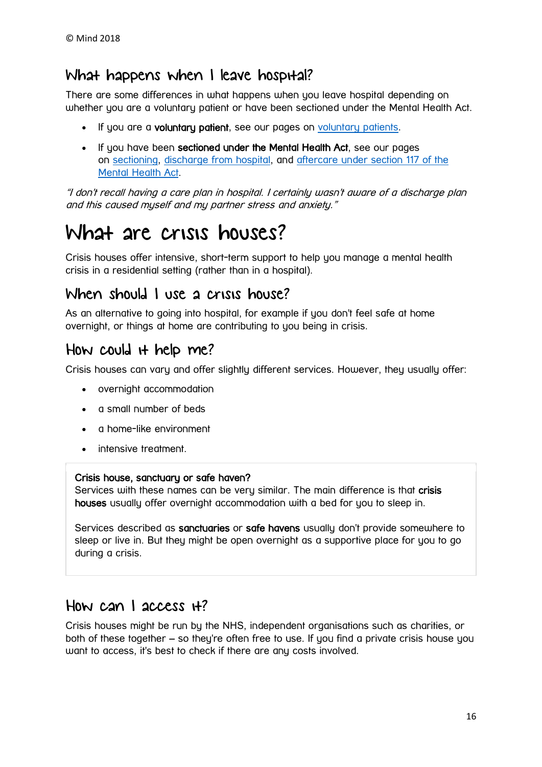## What happens when I leave hospital?

There are some differences in what happens when you leave hospital depending on whether you are a voluntary patient or have been sectioned under the Mental Health Act.

- If you are a **voluntary patient**, see our pages on [voluntary patients].
- If you have been **sectioned under the Mental Health Act**, see our pages on [sectioning], [discharge from hospital], and [aftercare under section 117 of the Mental Health Act].

*"I don't recall having a care plan in hospital. I certainly wasn't aware of a discharge plan and this caused myself and my partner stress and anxiety."*

# What are crisis houses?

Crisis houses offer intensive, short-term support to help you manage a mental health crisis in a residential setting (rather than in a hospital).

## When should I use a crisis house?

As an alternative to going into hospital, for example if you don't feel safe at home overnight, or things at home are contributing to you being in crisis.

## How could it help me?

Crisis houses can vary and offer slightly different services. However, they usually offer:

- overnight accommodation
- a small number of beds
- a home-like environment
- intensive treatment.

**Crisis house, sanctuary or safe haven?**
Services with these names can be very similar. The main difference is that **crisis houses** usually offer overnight accommodation with a bed for you to sleep in.

Services described as **sanctuaries** or **safe havens** usually don't provide somewhere to sleep or live in. But they might be open overnight as a supportive place for you to go during a crisis.

## How can I access it?

Crisis houses might be run by the NHS, independent organisations such as charities, or both of these together – so they're often free to use. If you find a private crisis house you want to access, it's best to check if there are any costs involved.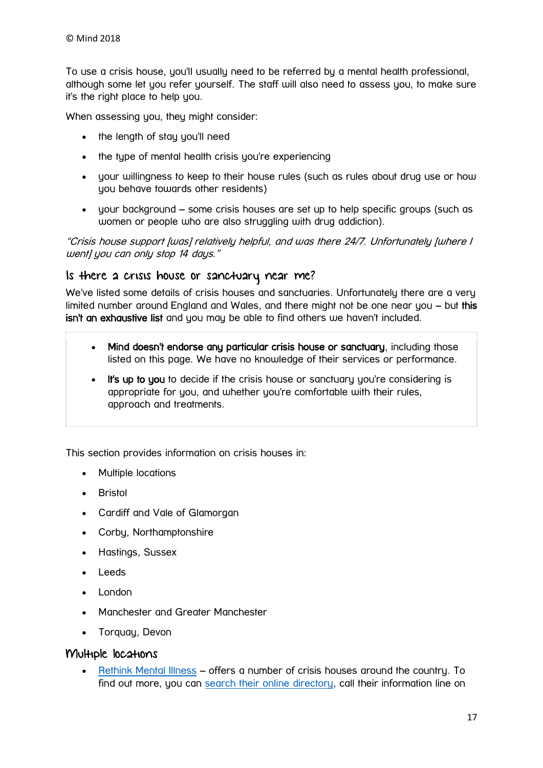© Mind 2018

To use a crisis house, you'll usually need to be referred by a mental health professional, although some let you refer yourself. The staff will also need to assess you, to make sure it's the right place to help you.

When assessing you, they might consider:

- the length of stay you'll need
- the type of mental health crisis you're experiencing
- your willingness to keep to their house rules (such as rules about drug use or how you behave towards other residents)
- your background – some crisis houses are set up to help specific groups (such as women or people who are also struggling with drug addiction).

*"Crisis house support [was] relatively helpful, and was there 24/7. Unfortunately [where I went] you can only stop 14 days."*

## Is there a crisis house or sanctuary near me?

We've listed some details of crisis houses and sanctuaries. Unfortunately there are a very limited number around England and Wales, and there might not be one near you – but **this isn't an exhaustive list** and you may be able to find others we haven't included.

- **Mind doesn't endorse any particular crisis house or sanctuary**, including those listed on this page. We have no knowledge of their services or performance.
- **It's up to you** to decide if the crisis house or sanctuary you're considering is appropriate for you, and whether you're comfortable with their rules, approach and treatments.

This section provides information on crisis houses in:

- Multiple locations
- Bristol
- Cardiff and Vale of Glamorgan
- Corby, Northamptonshire
- Hastings, Sussex
- Leeds
- London
- Manchester and Greater Manchester
- Torquay, Devon

## Multiple locations

- Rethink Mental Illness – offers a number of crisis houses around the country. To find out more, you can search their online directory, call their information line on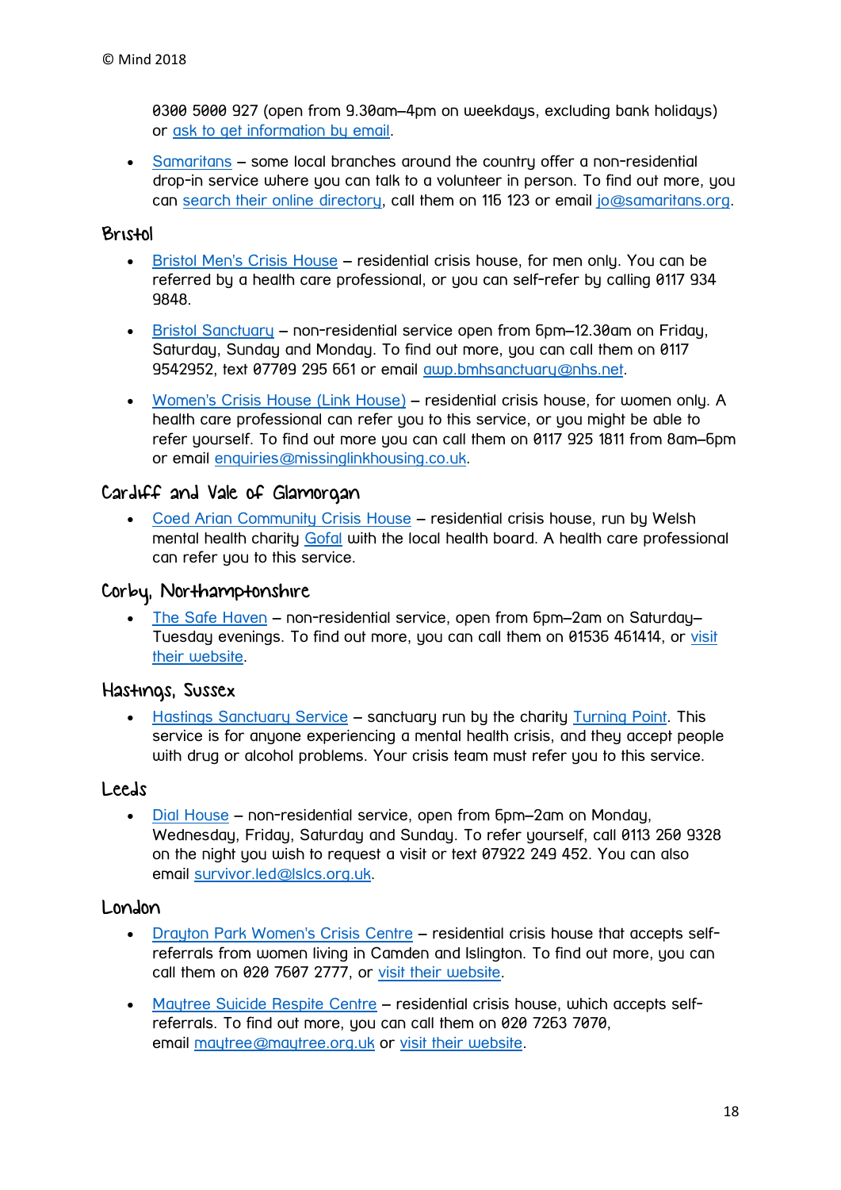0300 5000 927 (open from 9.30am–4pm on weekdays, excluding bank holidays) or ask to get information by email.

- Samaritans – some local branches around the country offer a non-residential drop-in service where you can talk to a volunteer in person. To find out more, you can search their online directory, call them on 116 123 or email jo@samaritans.org.

## Bristol

- Bristol Men's Crisis House – residential crisis house, for men only. You can be referred by a health care professional, or you can self-refer by calling 0117 934 9848.
- Bristol Sanctuary – non-residential service open from 6pm–12.30am on Friday, Saturday, Sunday and Monday. To find out more, you can call them on 0117 9542952, text 07709 295 661 or email awp.bmhsanctuary@nhs.net.
- Women's Crisis House (Link House) – residential crisis house, for women only. A health care professional can refer you to this service, or you might be able to refer yourself. To find out more you can call them on 0117 925 1811 from 8am–6pm or email enquiries@missinglinkhousing.co.uk.

## Cardiff and Vale of Glamorgan

- Coed Arian Community Crisis House – residential crisis house, run by Welsh mental health charity Gofal with the local health board. A health care professional can refer you to this service.

## Corby, Northamptonshire

- The Safe Haven – non-residential service, open from 6pm–2am on Saturday–Tuesday evenings. To find out more, you can call them on 01536 461414, or visit their website.

## Hastings, Sussex

- Hastings Sanctuary Service – sanctuary run by the charity Turning Point. This service is for anyone experiencing a mental health crisis, and they accept people with drug or alcohol problems. Your crisis team must refer you to this service.

## Leeds

- Dial House – non-residential service, open from 6pm–2am on Monday, Wednesday, Friday, Saturday and Sunday. To refer yourself, call 0113 260 9328 on the night you wish to request a visit or text 07922 249 452. You can also email survivor.led@lslcs.org.uk.

## London

- Drayton Park Women's Crisis Centre – residential crisis house that accepts self-referrals from women living in Camden and Islington. To find out more, you can call them on 020 7607 2777, or visit their website.
- Maytree Suicide Respite Centre – residential crisis house, which accepts self-referrals. To find out more, you can call them on 020 7263 7070, email maytree@maytree.org.uk or visit their website.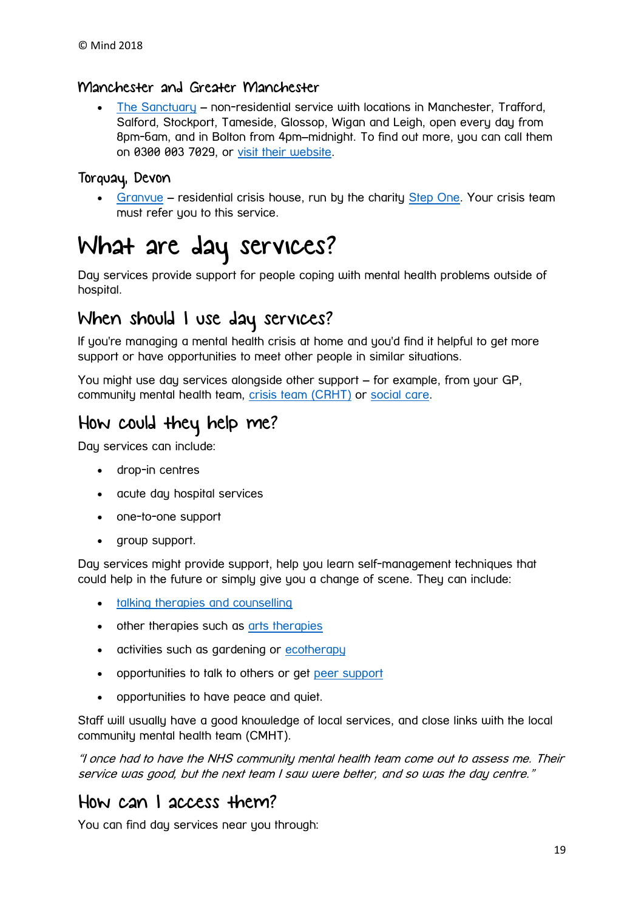### Manchester and Greater Manchester

- The Sanctuary – non-residential service with locations in Manchester, Trafford, Salford, Stockport, Tameside, Glossop, Wigan and Leigh, open every day from 8pm–6am, and in Bolton from 4pm–midnight. To find out more, you can call them on 0300 003 7029, or visit their website.

### Torquay, Devon

- Granvue – residential crisis house, run by the charity Step One. Your crisis team must refer you to this service.

# What are day services?

Day services provide support for people coping with mental health problems outside of hospital.

## When should I use day services?

If you're managing a mental health crisis at home and you'd find it helpful to get more support or have opportunities to meet other people in similar situations.

You might use day services alongside other support – for example, from your GP, community mental health team, crisis team (CRHT) or social care.

## How could they help me?

Day services can include:

- drop-in centres
- acute day hospital services
- one-to-one support
- group support.

Day services might provide support, help you learn self-management techniques that could help in the future or simply give you a change of scene. They can include:

- talking therapies and counselling
- other therapies such as arts therapies
- activities such as gardening or ecotherapy
- opportunities to talk to others or get peer support
- opportunities to have peace and quiet.

Staff will usually have a good knowledge of local services, and close links with the local community mental health team (CMHT).

*"I once had to have the NHS community mental health team come out to assess me. Their service was good, but the next team I saw were better, and so was the day centre."*

## How can I access them?

You can find day services near you through: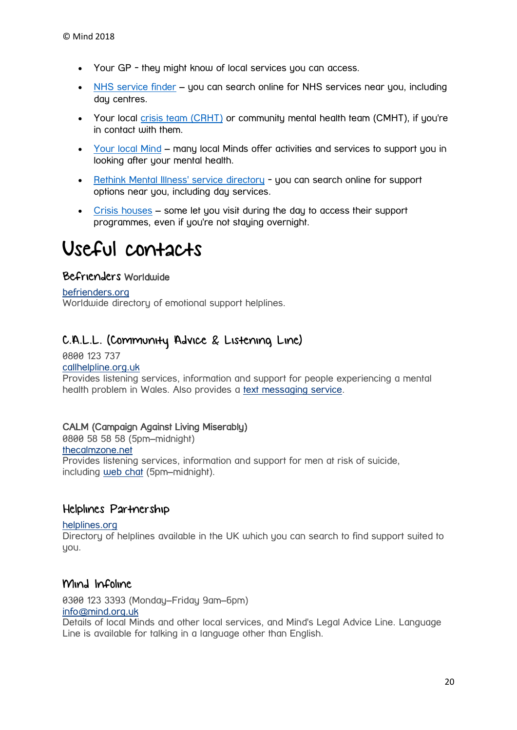- Your GP - they might know of local services you can access.
- NHS service finder – you can search online for NHS services near you, including day centres.
- Your local crisis team (CRHT) or community mental health team (CMHT), if you're in contact with them.
- Your local Mind – many local Minds offer activities and services to support you in looking after your mental health.
- Rethink Mental Illness' service directory - you can search online for support options near you, including day services.
- Crisis houses – some let you visit during the day to access their support programmes, even if you're not staying overnight.

# Useful contacts

### Befrienders Worldwide

befrienders.org
Worldwide directory of emotional support helplines.

### C.A.L.L. (Community Advice & Listening Line)

0800 123 737
callhelpline.org.uk
Provides listening services, information and support for people experiencing a mental health problem in Wales. Also provides a text messaging service.

### CALM (Campaign Against Living Miserably)

0800 58 58 58 (5pm–midnight)
thecalmzone.net
Provides listening services, information and support for men at risk of suicide, including web chat (5pm–midnight).

### Helplines Partnership

helplines.org
Directory of helplines available in the UK which you can search to find support suited to you.

### Mind Infoline

0300 123 3393 (Monday–Friday 9am–6pm)
info@mind.org.uk
Details of local Minds and other local services, and Mind's Legal Advice Line. Language Line is available for talking in a language other than English.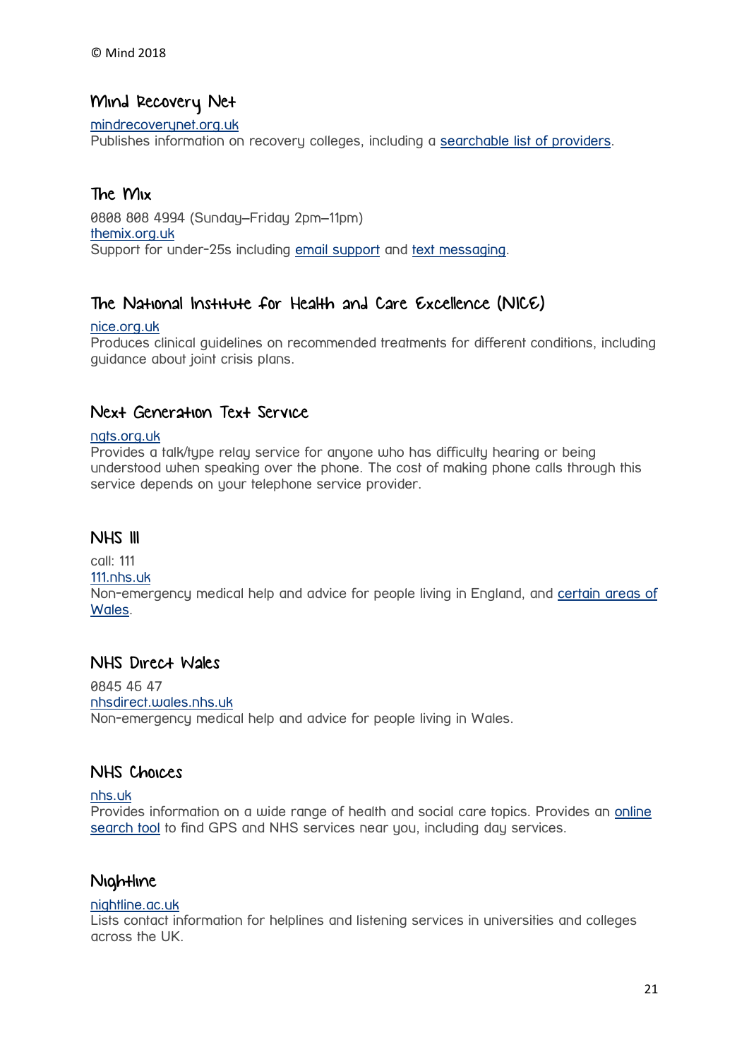© Mind 2018

### Mind Recovery Net

mindrecoverynet.org.uk
Publishes information on recovery colleges, including a searchable list of providers.

### The Mix

0808 808 4994 (Sunday–Friday 2pm–11pm)
themix.org.uk
Support for under-25s including email support and text messaging.

### The National Institute for Health and Care Excellence (NICE)

nice.org.uk
Produces clinical guidelines on recommended treatments for different conditions, including guidance about joint crisis plans.

### Next Generation Text Service

ngts.org.uk
Provides a talk/type relay service for anyone who has difficulty hearing or being understood when speaking over the phone. The cost of making phone calls through this service depends on your telephone service provider.

### NHS 111

call: 111
111.nhs.uk
Non-emergency medical help and advice for people living in England, and certain areas of Wales.

### NHS Direct Wales

0845 46 47
nhsdirect.wales.nhs.uk
Non-emergency medical help and advice for people living in Wales.

### NHS Choices

nhs.uk
Provides information on a wide range of health and social care topics. Provides an online search tool to find GPS and NHS services near you, including day services.

### Nightline

nightline.ac.uk
Lists contact information for helplines and listening services in universities and colleges across the UK.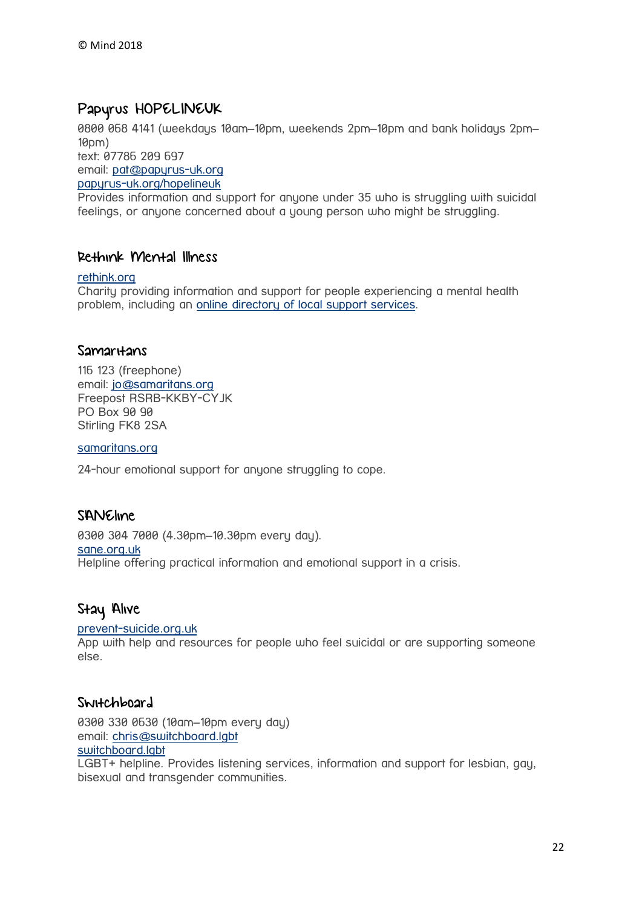© Mind 2018

### Papyrus HOPELINEUK

0800 068 4141 (weekdays 10am–10pm, weekends 2pm–10pm and bank holidays 2pm–10pm)
text: 07786 209 697
email: pat@papyrus-uk.org
papyrus-uk.org/hopelineuk
Provides information and support for anyone under 35 who is struggling with suicidal feelings, or anyone concerned about a young person who might be struggling.

### Rethink Mental Illness

rethink.org
Charity providing information and support for people experiencing a mental health problem, including an online directory of local support services.

### Samaritans

116 123 (freephone)
email: jo@samaritans.org
Freepost RSRB-KKBY-CYJK
PO Box 90 90
Stirling FK8 2SA

samaritans.org

24-hour emotional support for anyone struggling to cope.

### SANEline

0300 304 7000 (4.30pm–10.30pm every day).
sane.org.uk
Helpline offering practical information and emotional support in a crisis.

### Stay Alive

prevent-suicide.org.uk
App with help and resources for people who feel suicidal or are supporting someone else.

### Switchboard

0300 330 0630 (10am–10pm every day)
email: chris@switchboard.lgbt
switchboard.lgbt
LGBT+ helpline. Provides listening services, information and support for lesbian, gay, bisexual and transgender communities.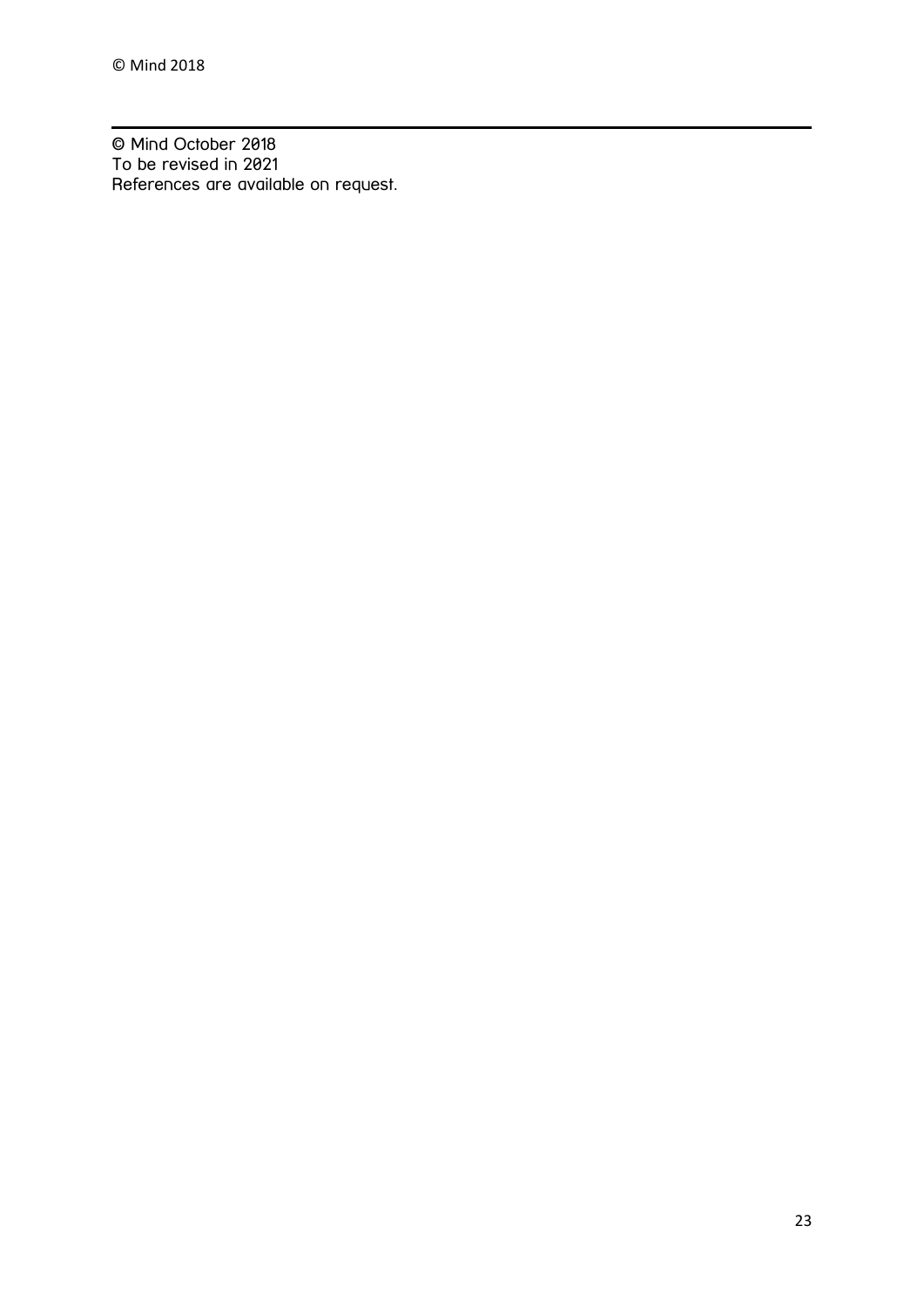© Mind October 2018
To be revised in 2021
References are available on request.